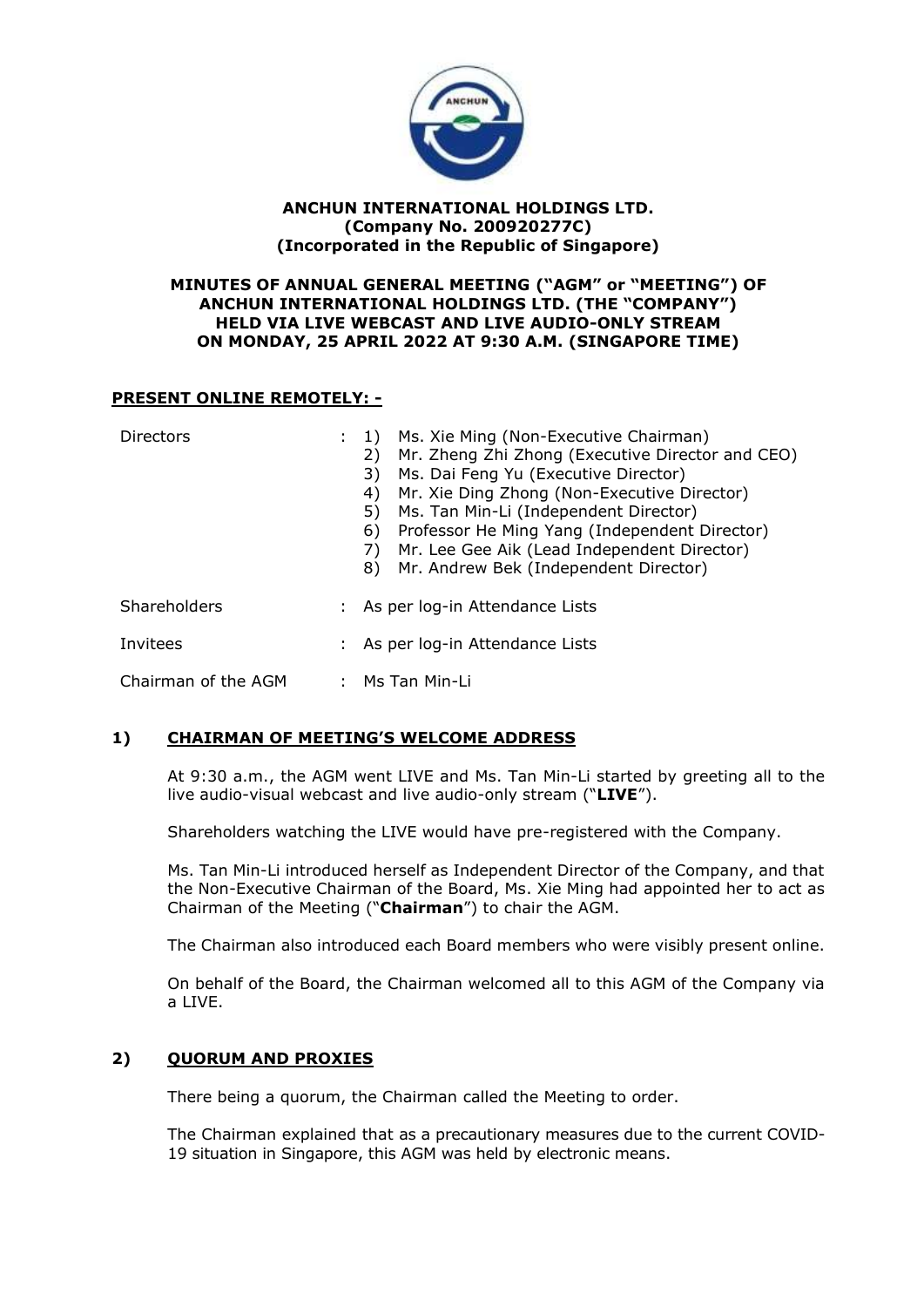**ANCHUN INTERNATIONAL HOLDINGS LTD.**
**(Company No. 200920277C)**
**(Incorporated in the Republic of Singapore)**

**MINUTES OF ANNUAL GENERAL MEETING ("AGM" or "MEETING") OF ANCHUN INTERNATIONAL HOLDINGS LTD. (THE "COMPANY") HELD VIA LIVE WEBCAST AND LIVE AUDIO-ONLY STREAM ON MONDAY, 25 APRIL 2022 AT 9:30 A.M. (SINGAPORE TIME)**

**PRESENT ONLINE REMOTELY: -**

| | | |
|---|---|---|
| Directors | : | 1) Ms. Xie Ming (Non-Executive Chairman)<br>2) Mr. Zheng Zhi Zhong (Executive Director and CEO)<br>3) Ms. Dai Feng Yu (Executive Director)<br>4) Mr. Xie Ding Zhong (Non-Executive Director)<br>5) Ms. Tan Min-Li (Independent Director)<br>6) Professor He Ming Yang (Independent Director)<br>7) Mr. Lee Gee Aik (Lead Independent Director)<br>8) Mr. Andrew Bek (Independent Director) |
| Shareholders | : | As per log-in Attendance Lists |
| Invitees | : | As per log-in Attendance Lists |
| Chairman of the AGM | : | Ms Tan Min-Li |

## 1) CHAIRMAN OF MEETING'S WELCOME ADDRESS

At 9:30 a.m., the AGM went LIVE and Ms. Tan Min-Li started by greeting all to the live audio-visual webcast and live audio-only stream ("**LIVE**").

Shareholders watching the LIVE would have pre-registered with the Company.

Ms. Tan Min-Li introduced herself as Independent Director of the Company, and that the Non-Executive Chairman of the Board, Ms. Xie Ming had appointed her to act as Chairman of the Meeting ("**Chairman**") to chair the AGM.

The Chairman also introduced each Board members who were visibly present online.

On behalf of the Board, the Chairman welcomed all to this AGM of the Company via a LIVE.

## 2) QUORUM AND PROXIES

There being a quorum, the Chairman called the Meeting to order.

The Chairman explained that as a precautionary measures due to the current COVID-19 situation in Singapore, this AGM was held by electronic means.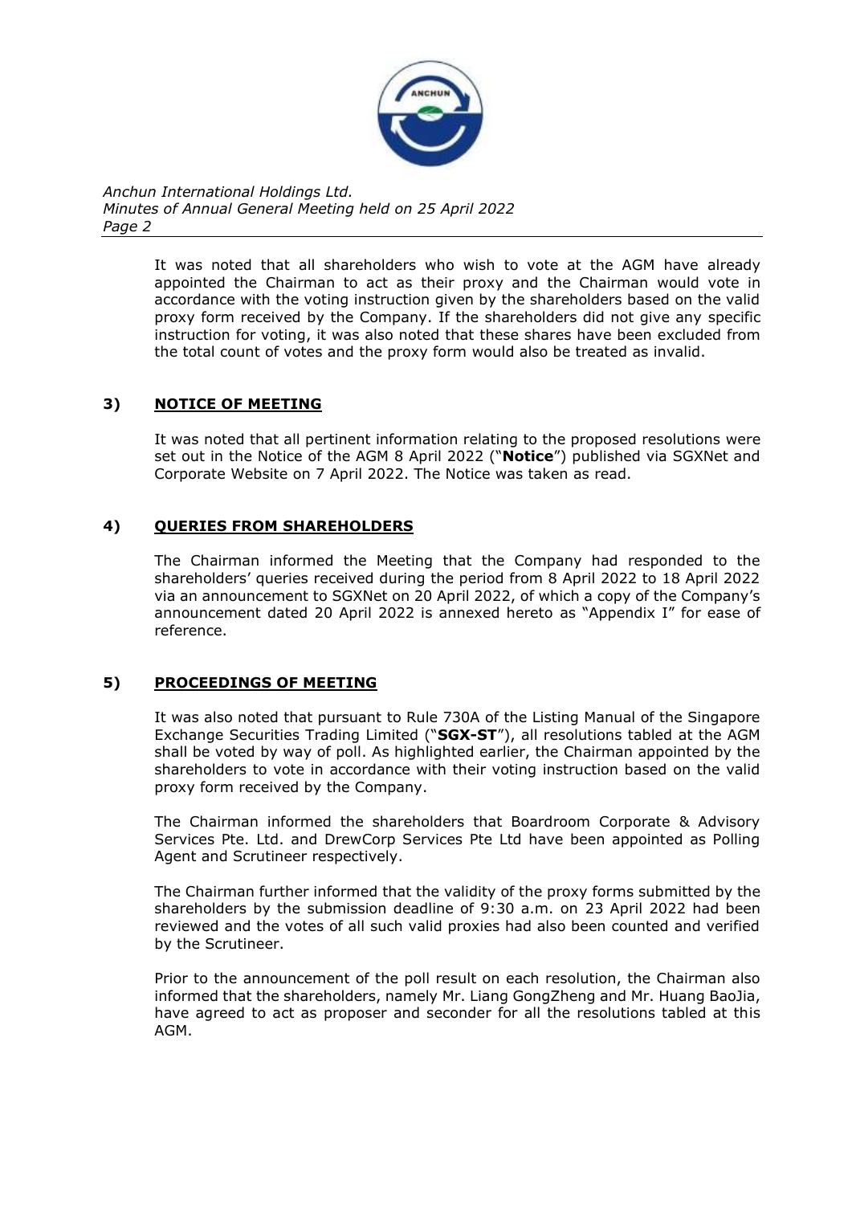It was noted that all shareholders who wish to vote at the AGM have already appointed the Chairman to act as their proxy and the Chairman would vote in accordance with the voting instruction given by the shareholders based on the valid proxy form received by the Company. If the shareholders did not give any specific instruction for voting, it was also noted that these shares have been excluded from the total count of votes and the proxy form would also be treated as invalid.

## 3) NOTICE OF MEETING

It was noted that all pertinent information relating to the proposed resolutions were set out in the Notice of the AGM 8 April 2022 ("**Notice**") published via SGXNet and Corporate Website on 7 April 2022. The Notice was taken as read.

## 4) QUERIES FROM SHAREHOLDERS

The Chairman informed the Meeting that the Company had responded to the shareholders' queries received during the period from 8 April 2022 to 18 April 2022 via an announcement to SGXNet on 20 April 2022, of which a copy of the Company's announcement dated 20 April 2022 is annexed hereto as "Appendix I" for ease of reference.

## 5) PROCEEDINGS OF MEETING

It was also noted that pursuant to Rule 730A of the Listing Manual of the Singapore Exchange Securities Trading Limited ("**SGX-ST**"), all resolutions tabled at the AGM shall be voted by way of poll. As highlighted earlier, the Chairman appointed by the shareholders to vote in accordance with their voting instruction based on the valid proxy form received by the Company.

The Chairman informed the shareholders that Boardroom Corporate & Advisory Services Pte. Ltd. and DrewCorp Services Pte Ltd have been appointed as Polling Agent and Scrutineer respectively.

The Chairman further informed that the validity of the proxy forms submitted by the shareholders by the submission deadline of 9:30 a.m. on 23 April 2022 had been reviewed and the votes of all such valid proxies had also been counted and verified by the Scrutineer.

Prior to the announcement of the poll result on each resolution, the Chairman also informed that the shareholders, namely Mr. Liang GongZheng and Mr. Huang BaoJia, have agreed to act as proposer and seconder for all the resolutions tabled at this AGM.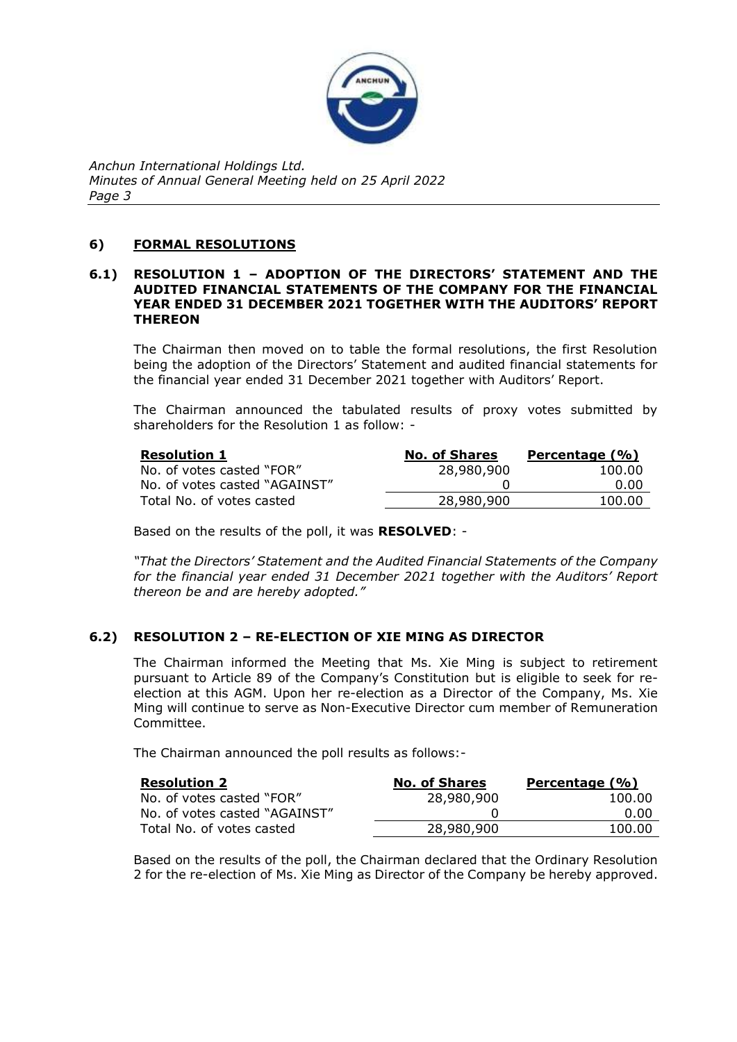## 6) FORMAL RESOLUTIONS

### 6.1) RESOLUTION 1 – ADOPTION OF THE DIRECTORS' STATEMENT AND THE AUDITED FINANCIAL STATEMENTS OF THE COMPANY FOR THE FINANCIAL YEAR ENDED 31 DECEMBER 2021 TOGETHER WITH THE AUDITORS' REPORT THEREON

The Chairman then moved on to table the formal resolutions, the first Resolution being the adoption of the Directors' Statement and audited financial statements for the financial year ended 31 December 2021 together with Auditors' Report.

The Chairman announced the tabulated results of proxy votes submitted by shareholders for the Resolution 1 as follow: -

| Resolution 1 | No. of Shares | Percentage (%) |
|---|---|---|
| No. of votes casted "FOR" | 28,980,900 | 100.00 |
| No. of votes casted "AGAINST" | 0 | 0.00 |
| Total No. of votes casted | 28,980,900 | 100.00 |

Based on the results of the poll, it was **RESOLVED**: -

*"That the Directors' Statement and the Audited Financial Statements of the Company for the financial year ended 31 December 2021 together with the Auditors' Report thereon be and are hereby adopted."*

### 6.2) RESOLUTION 2 – RE-ELECTION OF XIE MING AS DIRECTOR

The Chairman informed the Meeting that Ms. Xie Ming is subject to retirement pursuant to Article 89 of the Company's Constitution but is eligible to seek for re-election at this AGM. Upon her re-election as a Director of the Company, Ms. Xie Ming will continue to serve as Non-Executive Director cum member of Remuneration Committee.

The Chairman announced the poll results as follows:-

| Resolution 2 | No. of Shares | Percentage (%) |
|---|---|---|
| No. of votes casted "FOR" | 28,980,900 | 100.00 |
| No. of votes casted "AGAINST" | 0 | 0.00 |
| Total No. of votes casted | 28,980,900 | 100.00 |

Based on the results of the poll, the Chairman declared that the Ordinary Resolution 2 for the re-election of Ms. Xie Ming as Director of the Company be hereby approved.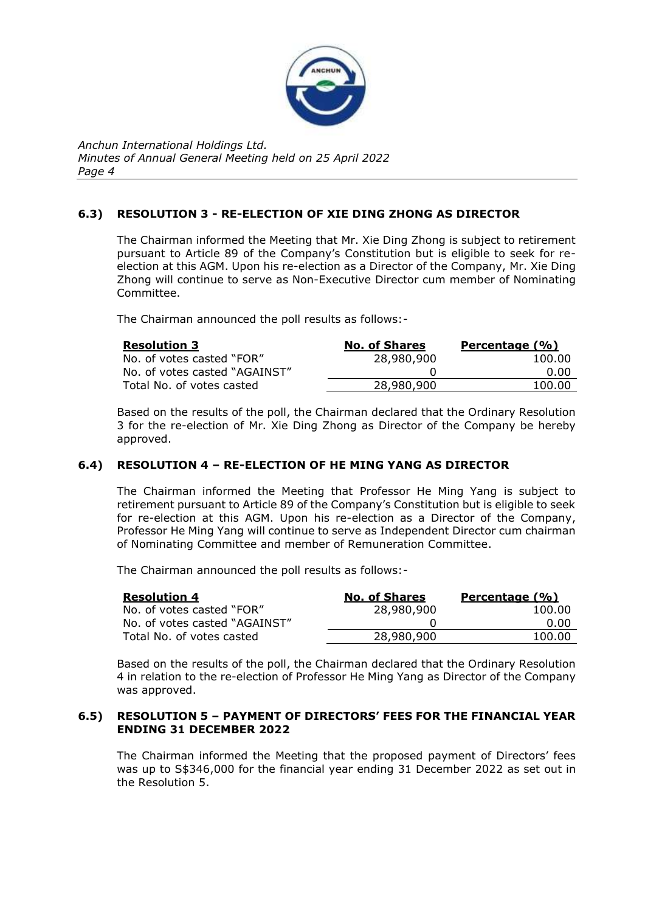### 6.3) RESOLUTION 3 - RE-ELECTION OF XIE DING ZHONG AS DIRECTOR

The Chairman informed the Meeting that Mr. Xie Ding Zhong is subject to retirement pursuant to Article 89 of the Company's Constitution but is eligible to seek for re-election at this AGM. Upon his re-election as a Director of the Company, Mr. Xie Ding Zhong will continue to serve as Non-Executive Director cum member of Nominating Committee.

The Chairman announced the poll results as follows:-

| Resolution 3 | No. of Shares | Percentage (%) |
|---|---|---|
| No. of votes casted "FOR" | 28,980,900 | 100.00 |
| No. of votes casted "AGAINST" | 0 | 0.00 |
| Total No. of votes casted | 28,980,900 | 100.00 |

Based on the results of the poll, the Chairman declared that the Ordinary Resolution 3 for the re-election of Mr. Xie Ding Zhong as Director of the Company be hereby approved.

### 6.4) RESOLUTION 4 – RE-ELECTION OF HE MING YANG AS DIRECTOR

The Chairman informed the Meeting that Professor He Ming Yang is subject to retirement pursuant to Article 89 of the Company's Constitution but is eligible to seek for re-election at this AGM. Upon his re-election as a Director of the Company, Professor He Ming Yang will continue to serve as Independent Director cum chairman of Nominating Committee and member of Remuneration Committee.

The Chairman announced the poll results as follows:-

| Resolution 4 | No. of Shares | Percentage (%) |
|---|---|---|
| No. of votes casted "FOR" | 28,980,900 | 100.00 |
| No. of votes casted "AGAINST" | 0 | 0.00 |
| Total No. of votes casted | 28,980,900 | 100.00 |

Based on the results of the poll, the Chairman declared that the Ordinary Resolution 4 in relation to the re-election of Professor He Ming Yang as Director of the Company was approved.

### 6.5) RESOLUTION 5 – PAYMENT OF DIRECTORS' FEES FOR THE FINANCIAL YEAR ENDING 31 DECEMBER 2022

The Chairman informed the Meeting that the proposed payment of Directors' fees was up to S$346,000 for the financial year ending 31 December 2022 as set out in the Resolution 5.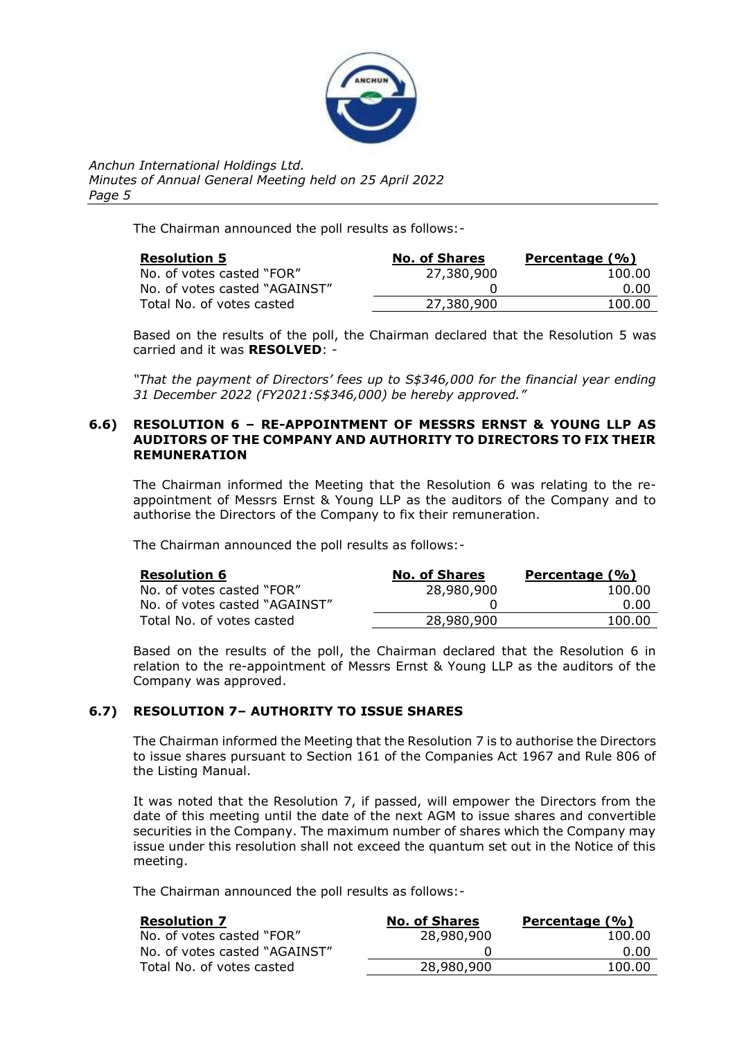The Chairman announced the poll results as follows:-

| Resolution 5 | No. of Shares | Percentage (%) |
|---|---|---|
| No. of votes casted "FOR" | 27,380,900 | 100.00 |
| No. of votes casted "AGAINST" | 0 | 0.00 |
| Total No. of votes casted | 27,380,900 | 100.00 |

Based on the results of the poll, the Chairman declared that the Resolution 5 was carried and it was **RESOLVED**: -

*"That the payment of Directors' fees up to S$346,000 for the financial year ending 31 December 2022 (FY2021:S$346,000) be hereby approved."*

### 6.6) RESOLUTION 6 – RE-APPOINTMENT OF MESSRS ERNST & YOUNG LLP AS AUDITORS OF THE COMPANY AND AUTHORITY TO DIRECTORS TO FIX THEIR REMUNERATION

The Chairman informed the Meeting that the Resolution 6 was relating to the re-appointment of Messrs Ernst & Young LLP as the auditors of the Company and to authorise the Directors of the Company to fix their remuneration.

The Chairman announced the poll results as follows:-

| Resolution 6 | No. of Shares | Percentage (%) |
|---|---|---|
| No. of votes casted "FOR" | 28,980,900 | 100.00 |
| No. of votes casted "AGAINST" | 0 | 0.00 |
| Total No. of votes casted | 28,980,900 | 100.00 |

Based on the results of the poll, the Chairman declared that the Resolution 6 in relation to the re-appointment of Messrs Ernst & Young LLP as the auditors of the Company was approved.

### 6.7) RESOLUTION 7– AUTHORITY TO ISSUE SHARES

The Chairman informed the Meeting that the Resolution 7 is to authorise the Directors to issue shares pursuant to Section 161 of the Companies Act 1967 and Rule 806 of the Listing Manual.

It was noted that the Resolution 7, if passed, will empower the Directors from the date of this meeting until the date of the next AGM to issue shares and convertible securities in the Company. The maximum number of shares which the Company may issue under this resolution shall not exceed the quantum set out in the Notice of this meeting.

The Chairman announced the poll results as follows:-

| Resolution 7 | No. of Shares | Percentage (%) |
|---|---|---|
| No. of votes casted "FOR" | 28,980,900 | 100.00 |
| No. of votes casted "AGAINST" | 0 | 0.00 |
| Total No. of votes casted | 28,980,900 | 100.00 |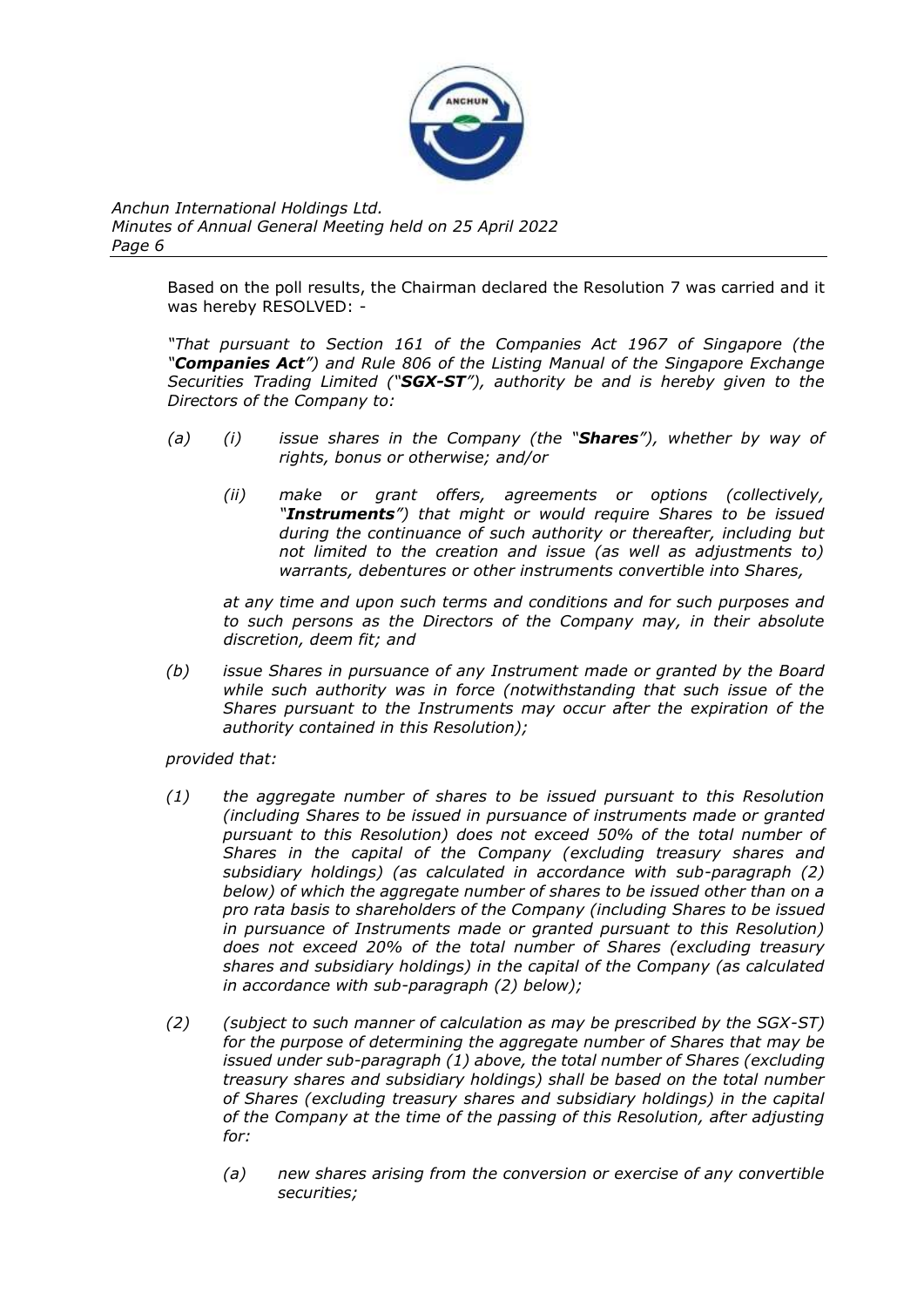Based on the poll results, the Chairman declared the Resolution 7 was carried and it was hereby RESOLVED: -

*"That pursuant to Section 161 of the Companies Act 1967 of Singapore (the "**Companies Act**") and Rule 806 of the Listing Manual of the Singapore Exchange Securities Trading Limited ("**SGX-ST**"), authority be and is hereby given to the Directors of the Company to:*

*(a) (i) issue shares in the Company (the "**Shares**"), whether by way of rights, bonus or otherwise; and/or*

*(ii) make or grant offers, agreements or options (collectively, "**Instruments**") that might or would require Shares to be issued during the continuance of such authority or thereafter, including but not limited to the creation and issue (as well as adjustments to) warrants, debentures or other instruments convertible into Shares,*

*at any time and upon such terms and conditions and for such purposes and to such persons as the Directors of the Company may, in their absolute discretion, deem fit; and*

*(b) issue Shares in pursuance of any Instrument made or granted by the Board while such authority was in force (notwithstanding that such issue of the Shares pursuant to the Instruments may occur after the expiration of the authority contained in this Resolution);*

*provided that:*

*(1) the aggregate number of shares to be issued pursuant to this Resolution (including Shares to be issued in pursuance of instruments made or granted pursuant to this Resolution) does not exceed 50% of the total number of Shares in the capital of the Company (excluding treasury shares and subsidiary holdings) (as calculated in accordance with sub-paragraph (2) below) of which the aggregate number of shares to be issued other than on a pro rata basis to shareholders of the Company (including Shares to be issued in pursuance of Instruments made or granted pursuant to this Resolution) does not exceed 20% of the total number of Shares (excluding treasury shares and subsidiary holdings) in the capital of the Company (as calculated in accordance with sub-paragraph (2) below);*

*(2) (subject to such manner of calculation as may be prescribed by the SGX-ST) for the purpose of determining the aggregate number of Shares that may be issued under sub-paragraph (1) above, the total number of Shares (excluding treasury shares and subsidiary holdings) shall be based on the total number of Shares (excluding treasury shares and subsidiary holdings) in the capital of the Company at the time of the passing of this Resolution, after adjusting for:*

*(a) new shares arising from the conversion or exercise of any convertible securities;*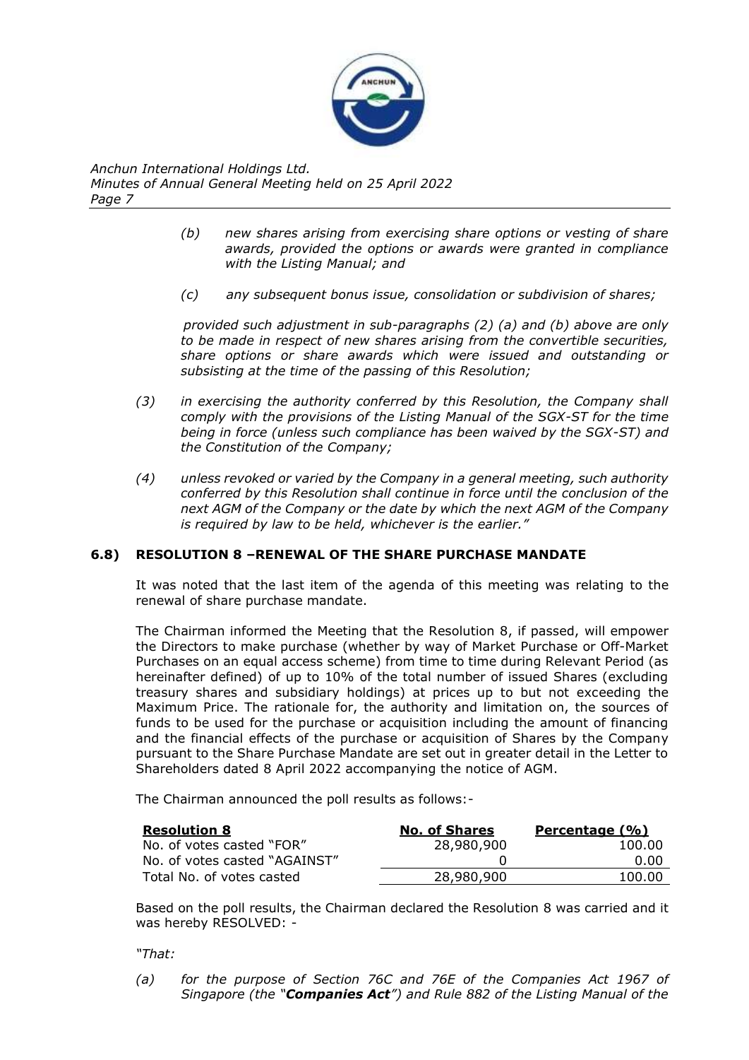*(b) new shares arising from exercising share options or vesting of share awards, provided the options or awards were granted in compliance with the Listing Manual; and*

*(c) any subsequent bonus issue, consolidation or subdivision of shares;*

*provided such adjustment in sub-paragraphs (2) (a) and (b) above are only to be made in respect of new shares arising from the convertible securities, share options or share awards which were issued and outstanding or subsisting at the time of the passing of this Resolution;*

*(3) in exercising the authority conferred by this Resolution, the Company shall comply with the provisions of the Listing Manual of the SGX-ST for the time being in force (unless such compliance has been waived by the SGX-ST) and the Constitution of the Company;*

*(4) unless revoked or varied by the Company in a general meeting, such authority conferred by this Resolution shall continue in force until the conclusion of the next AGM of the Company or the date by which the next AGM of the Company is required by law to be held, whichever is the earlier."*

**6.8) RESOLUTION 8 –RENEWAL OF THE SHARE PURCHASE MANDATE**

It was noted that the last item of the agenda of this meeting was relating to the renewal of share purchase mandate.

The Chairman informed the Meeting that the Resolution 8, if passed, will empower the Directors to make purchase (whether by way of Market Purchase or Off-Market Purchases on an equal access scheme) from time to time during Relevant Period (as hereinafter defined) of up to 10% of the total number of issued Shares (excluding treasury shares and subsidiary holdings) at prices up to but not exceeding the Maximum Price. The rationale for, the authority and limitation on, the sources of funds to be used for the purchase or acquisition including the amount of financing and the financial effects of the purchase or acquisition of Shares by the Company pursuant to the Share Purchase Mandate are set out in greater detail in the Letter to Shareholders dated 8 April 2022 accompanying the notice of AGM.

The Chairman announced the poll results as follows:-

| **Resolution 8** | **No. of Shares** | **Percentage (%)** |
|---|---|---|
| No. of votes casted "FOR" | 28,980,900 | 100.00 |
| No. of votes casted "AGAINST" | 0 | 0.00 |
| Total No. of votes casted | 28,980,900 | 100.00 |

Based on the poll results, the Chairman declared the Resolution 8 was carried and it was hereby RESOLVED: -

*"That:*

*(a) for the purpose of Section 76C and 76E of the Companies Act 1967 of Singapore (the "**Companies Act**") and Rule 882 of the Listing Manual of the*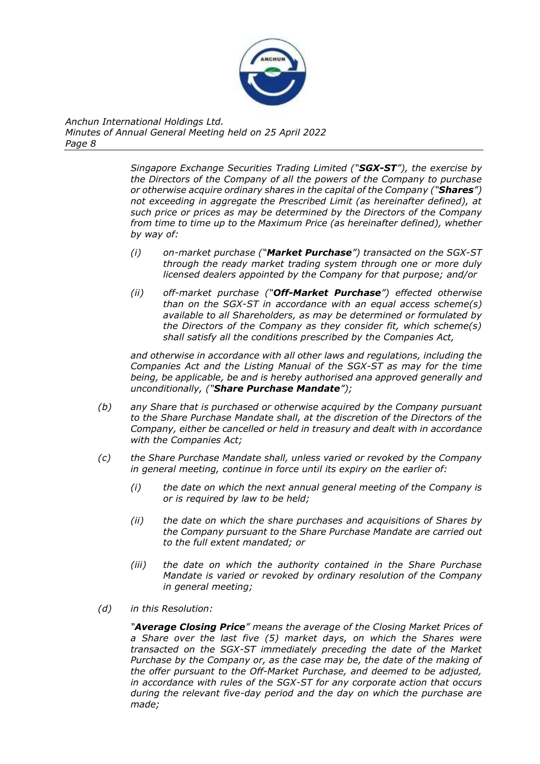*Singapore Exchange Securities Trading Limited ("**SGX-ST**"), the exercise by the Directors of the Company of all the powers of the Company to purchase or otherwise acquire ordinary shares in the capital of the Company ("**Shares**") not exceeding in aggregate the Prescribed Limit (as hereinafter defined), at such price or prices as may be determined by the Directors of the Company from time to time up to the Maximum Price (as hereinafter defined), whether by way of:*

*(i) on-market purchase ("**Market Purchase**") transacted on the SGX-ST through the ready market trading system through one or more duly licensed dealers appointed by the Company for that purpose; and/or*

*(ii) off-market purchase ("**Off-Market Purchase**") effected otherwise than on the SGX-ST in accordance with an equal access scheme(s) available to all Shareholders, as may be determined or formulated by the Directors of the Company as they consider fit, which scheme(s) shall satisfy all the conditions prescribed by the Companies Act,*

*and otherwise in accordance with all other laws and regulations, including the Companies Act and the Listing Manual of the SGX-ST as may for the time being, be applicable, be and is hereby authorised ana approved generally and unconditionally, ("**Share Purchase Mandate**");*

*(b) any Share that is purchased or otherwise acquired by the Company pursuant to the Share Purchase Mandate shall, at the discretion of the Directors of the Company, either be cancelled or held in treasury and dealt with in accordance with the Companies Act;*

*(c) the Share Purchase Mandate shall, unless varied or revoked by the Company in general meeting, continue in force until its expiry on the earlier of:*

*(i) the date on which the next annual general meeting of the Company is or is required by law to be held;*

*(ii) the date on which the share purchases and acquisitions of Shares by the Company pursuant to the Share Purchase Mandate are carried out to the full extent mandated; or*

*(iii) the date on which the authority contained in the Share Purchase Mandate is varied or revoked by ordinary resolution of the Company in general meeting;*

*(d) in this Resolution:*

*"**Average Closing Price**" means the average of the Closing Market Prices of a Share over the last five (5) market days, on which the Shares were transacted on the SGX-ST immediately preceding the date of the Market Purchase by the Company or, as the case may be, the date of the making of the offer pursuant to the Off-Market Purchase, and deemed to be adjusted, in accordance with rules of the SGX-ST for any corporate action that occurs during the relevant five-day period and the day on which the purchase are made;*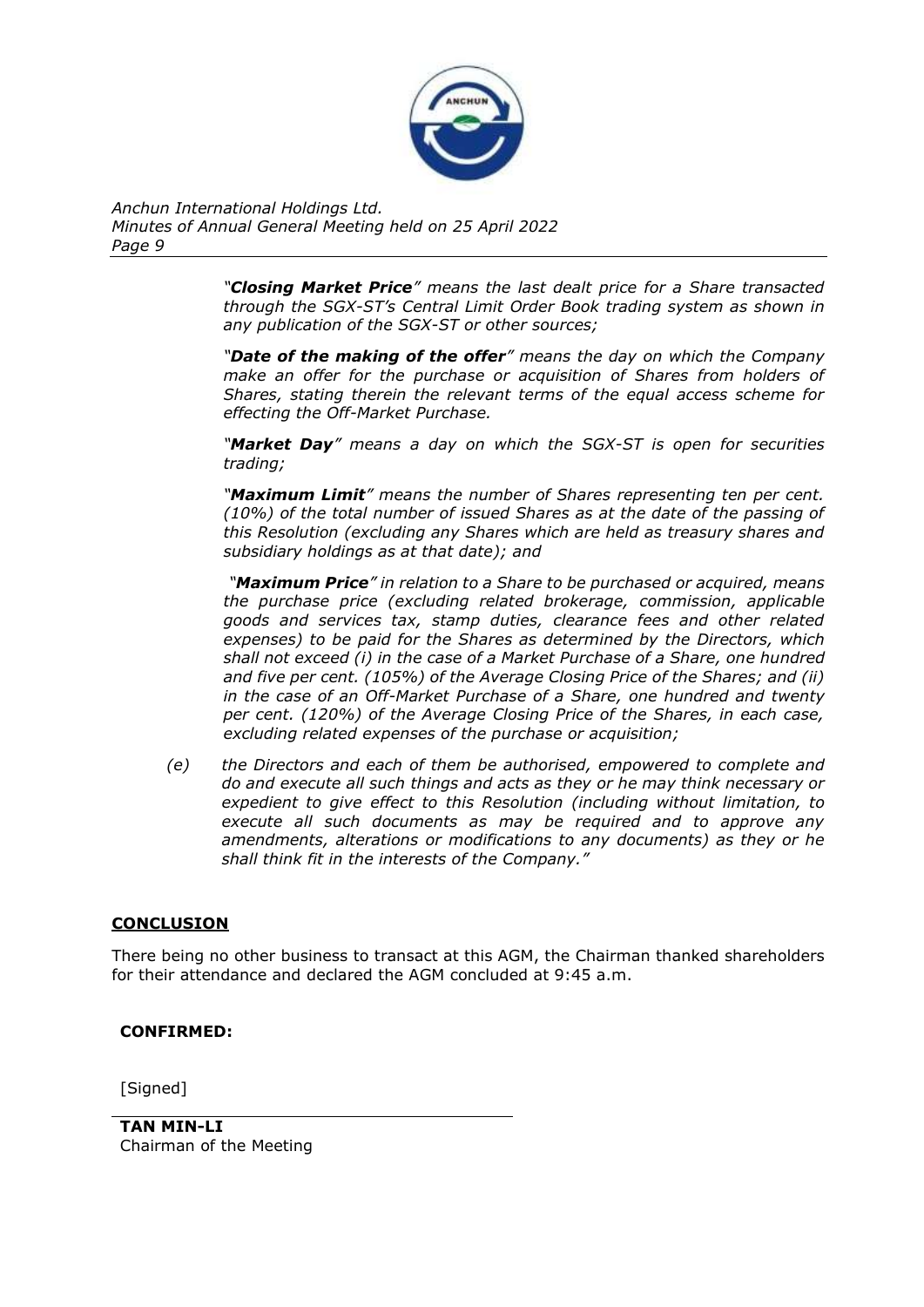*"**Closing Market Price**" means the last dealt price for a Share transacted through the SGX-ST's Central Limit Order Book trading system as shown in any publication of the SGX-ST or other sources;*

*"**Date of the making of the offer**" means the day on which the Company make an offer for the purchase or acquisition of Shares from holders of Shares, stating therein the relevant terms of the equal access scheme for effecting the Off-Market Purchase.*

*"**Market Day**" means a day on which the SGX-ST is open for securities trading;*

*"**Maximum Limit**" means the number of Shares representing ten per cent. (10%) of the total number of issued Shares as at the date of the passing of this Resolution (excluding any Shares which are held as treasury shares and subsidiary holdings as at that date); and*

*"**Maximum Price**" in relation to a Share to be purchased or acquired, means the purchase price (excluding related brokerage, commission, applicable goods and services tax, stamp duties, clearance fees and other related expenses) to be paid for the Shares as determined by the Directors, which shall not exceed (i) in the case of a Market Purchase of a Share, one hundred and five per cent. (105%) of the Average Closing Price of the Shares; and (ii) in the case of an Off-Market Purchase of a Share, one hundred and twenty per cent. (120%) of the Average Closing Price of the Shares, in each case, excluding related expenses of the purchase or acquisition;*

*(e) the Directors and each of them be authorised, empowered to complete and do and execute all such things and acts as they or he may think necessary or expedient to give effect to this Resolution (including without limitation, to execute all such documents as may be required and to approve any amendments, alterations or modifications to any documents) as they or he shall think fit in the interests of the Company."*

## CONCLUSION

There being no other business to transact at this AGM, the Chairman thanked shareholders for their attendance and declared the AGM concluded at 9:45 a.m.

**CONFIRMED:**

[Signed]

**TAN MIN-LI**
Chairman of the Meeting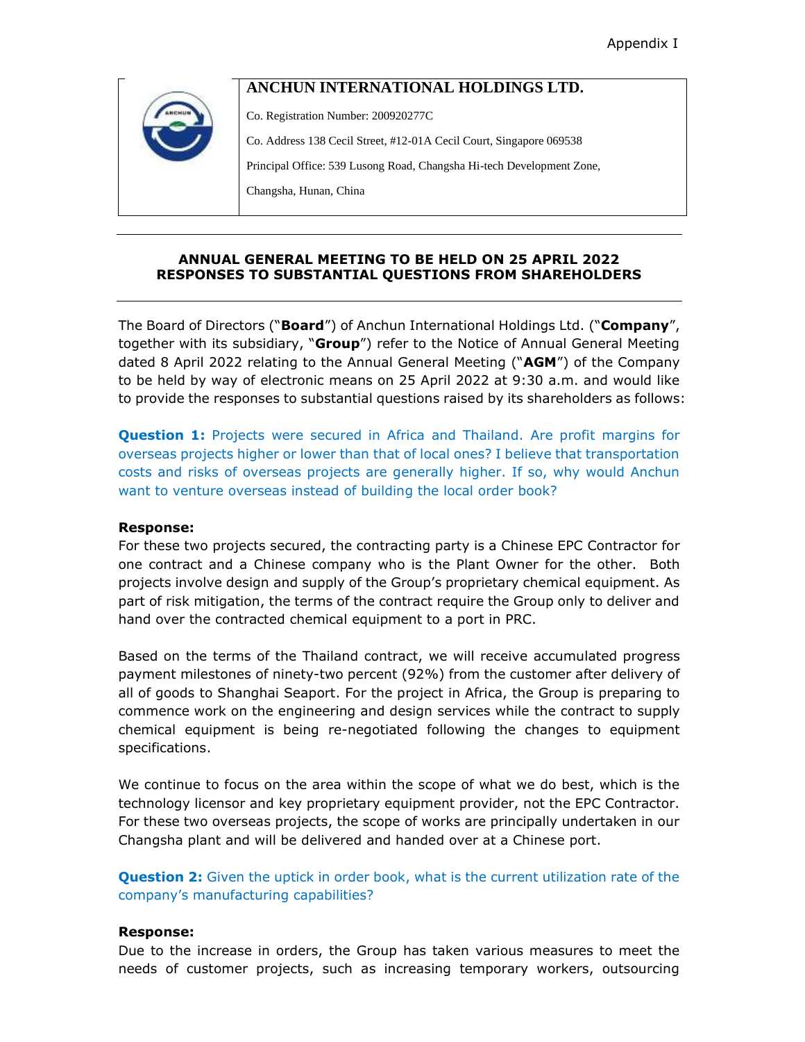Appendix I

**ANCHUN INTERNATIONAL HOLDINGS LTD.**

Co. Registration Number: 200920277C

Co. Address 138 Cecil Street, #12-01A Cecil Court, Singapore 069538

Principal Office: 539 Lusong Road, Changsha Hi-tech Development Zone, Changsha, Hunan, China

---

**ANNUAL GENERAL MEETING TO BE HELD ON 25 APRIL 2022**
**RESPONSES TO SUBSTANTIAL QUESTIONS FROM SHAREHOLDERS**

---

The Board of Directors ("**Board**") of Anchun International Holdings Ltd. ("**Company**", together with its subsidiary, "**Group**") refer to the Notice of Annual General Meeting dated 8 April 2022 relating to the Annual General Meeting ("**AGM**") of the Company to be held by way of electronic means on 25 April 2022 at 9:30 a.m. and would like to provide the responses to substantial questions raised by its shareholders as follows:

**Question 1:** Projects were secured in Africa and Thailand. Are profit margins for overseas projects higher or lower than that of local ones? I believe that transportation costs and risks of overseas projects are generally higher. If so, why would Anchun want to venture overseas instead of building the local order book?

**Response:**
For these two projects secured, the contracting party is a Chinese EPC Contractor for one contract and a Chinese company who is the Plant Owner for the other. Both projects involve design and supply of the Group's proprietary chemical equipment. As part of risk mitigation, the terms of the contract require the Group only to deliver and hand over the contracted chemical equipment to a port in PRC.

Based on the terms of the Thailand contract, we will receive accumulated progress payment milestones of ninety-two percent (92%) from the customer after delivery of all of goods to Shanghai Seaport. For the project in Africa, the Group is preparing to commence work on the engineering and design services while the contract to supply chemical equipment is being re-negotiated following the changes to equipment specifications.

We continue to focus on the area within the scope of what we do best, which is the technology licensor and key proprietary equipment provider, not the EPC Contractor. For these two overseas projects, the scope of works are principally undertaken in our Changsha plant and will be delivered and handed over at a Chinese port.

**Question 2:** Given the uptick in order book, what is the current utilization rate of the company's manufacturing capabilities?

**Response:**
Due to the increase in orders, the Group has taken various measures to meet the needs of customer projects, such as increasing temporary workers, outsourcing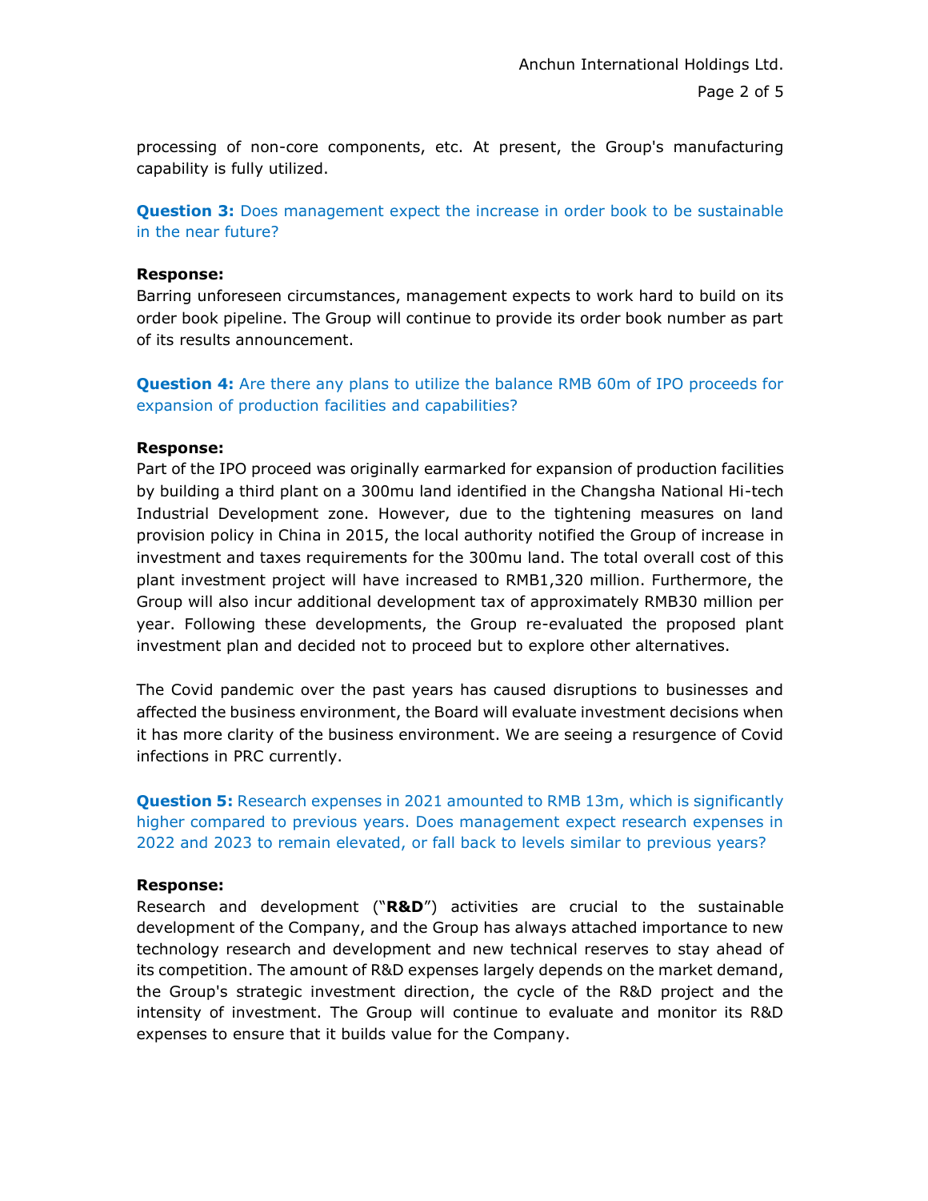processing of non-core components, etc. At present, the Group's manufacturing capability is fully utilized.

**Question 3:** Does management expect the increase in order book to be sustainable in the near future?

**Response:**
Barring unforeseen circumstances, management expects to work hard to build on its order book pipeline. The Group will continue to provide its order book number as part of its results announcement.

**Question 4:** Are there any plans to utilize the balance RMB 60m of IPO proceeds for expansion of production facilities and capabilities?

**Response:**
Part of the IPO proceed was originally earmarked for expansion of production facilities by building a third plant on a 300mu land identified in the Changsha National Hi-tech Industrial Development zone. However, due to the tightening measures on land provision policy in China in 2015, the local authority notified the Group of increase in investment and taxes requirements for the 300mu land. The total overall cost of this plant investment project will have increased to RMB1,320 million. Furthermore, the Group will also incur additional development tax of approximately RMB30 million per year. Following these developments, the Group re-evaluated the proposed plant investment plan and decided not to proceed but to explore other alternatives.

The Covid pandemic over the past years has caused disruptions to businesses and affected the business environment, the Board will evaluate investment decisions when it has more clarity of the business environment. We are seeing a resurgence of Covid infections in PRC currently.

**Question 5:** Research expenses in 2021 amounted to RMB 13m, which is significantly higher compared to previous years. Does management expect research expenses in 2022 and 2023 to remain elevated, or fall back to levels similar to previous years?

**Response:**
Research and development ("**R&D**") activities are crucial to the sustainable development of the Company, and the Group has always attached importance to new technology research and development and new technical reserves to stay ahead of its competition. The amount of R&D expenses largely depends on the market demand, the Group's strategic investment direction, the cycle of the R&D project and the intensity of investment. The Group will continue to evaluate and monitor its R&D expenses to ensure that it builds value for the Company.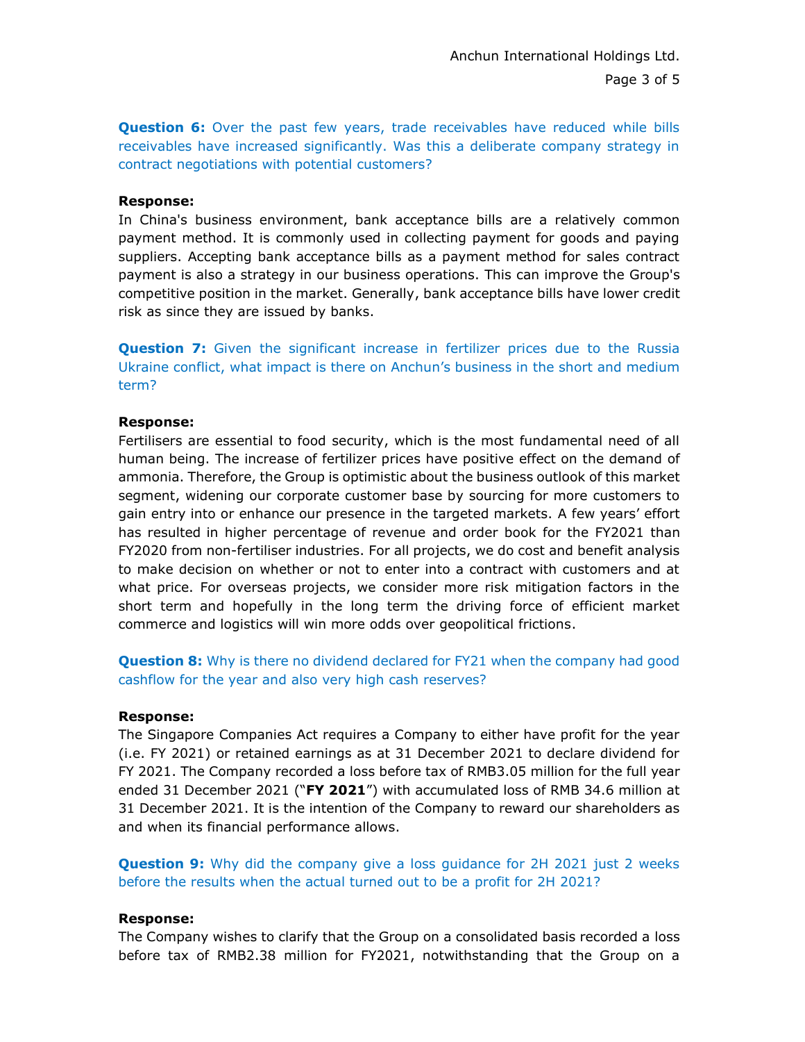**Question 6:** Over the past few years, trade receivables have reduced while bills receivables have increased significantly. Was this a deliberate company strategy in contract negotiations with potential customers?

**Response:**
In China's business environment, bank acceptance bills are a relatively common payment method. It is commonly used in collecting payment for goods and paying suppliers. Accepting bank acceptance bills as a payment method for sales contract payment is also a strategy in our business operations. This can improve the Group's competitive position in the market. Generally, bank acceptance bills have lower credit risk as since they are issued by banks.

**Question 7:** Given the significant increase in fertilizer prices due to the Russia Ukraine conflict, what impact is there on Anchun's business in the short and medium term?

**Response:**
Fertilisers are essential to food security, which is the most fundamental need of all human being. The increase of fertilizer prices have positive effect on the demand of ammonia. Therefore, the Group is optimistic about the business outlook of this market segment, widening our corporate customer base by sourcing for more customers to gain entry into or enhance our presence in the targeted markets. A few years' effort has resulted in higher percentage of revenue and order book for the FY2021 than FY2020 from non-fertiliser industries. For all projects, we do cost and benefit analysis to make decision on whether or not to enter into a contract with customers and at what price. For overseas projects, we consider more risk mitigation factors in the short term and hopefully in the long term the driving force of efficient market commerce and logistics will win more odds over geopolitical frictions.

**Question 8:** Why is there no dividend declared for FY21 when the company had good cashflow for the year and also very high cash reserves?

**Response:**
The Singapore Companies Act requires a Company to either have profit for the year (i.e. FY 2021) or retained earnings as at 31 December 2021 to declare dividend for FY 2021. The Company recorded a loss before tax of RMB3.05 million for the full year ended 31 December 2021 ("**FY 2021**") with accumulated loss of RMB 34.6 million at 31 December 2021. It is the intention of the Company to reward our shareholders as and when its financial performance allows.

**Question 9:** Why did the company give a loss guidance for 2H 2021 just 2 weeks before the results when the actual turned out to be a profit for 2H 2021?

**Response:**
The Company wishes to clarify that the Group on a consolidated basis recorded a loss before tax of RMB2.38 million for FY2021, notwithstanding that the Group on a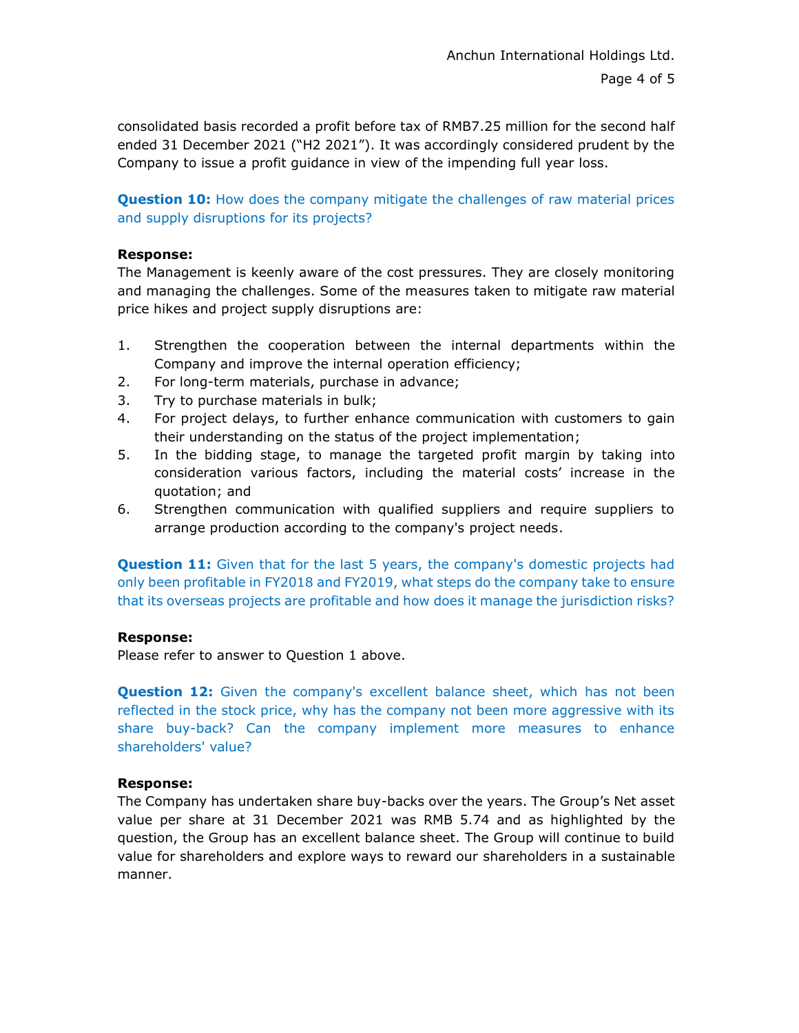consolidated basis recorded a profit before tax of RMB7.25 million for the second half ended 31 December 2021 ("H2 2021"). It was accordingly considered prudent by the Company to issue a profit guidance in view of the impending full year loss.

**Question 10:** How does the company mitigate the challenges of raw material prices and supply disruptions for its projects?

**Response:**
The Management is keenly aware of the cost pressures. They are closely monitoring and managing the challenges. Some of the measures taken to mitigate raw material price hikes and project supply disruptions are:

1. Strengthen the cooperation between the internal departments within the Company and improve the internal operation efficiency;
2. For long-term materials, purchase in advance;
3. Try to purchase materials in bulk;
4. For project delays, to further enhance communication with customers to gain their understanding on the status of the project implementation;
5. In the bidding stage, to manage the targeted profit margin by taking into consideration various factors, including the material costs' increase in the quotation; and
6. Strengthen communication with qualified suppliers and require suppliers to arrange production according to the company's project needs.

**Question 11:** Given that for the last 5 years, the company's domestic projects had only been profitable in FY2018 and FY2019, what steps do the company take to ensure that its overseas projects are profitable and how does it manage the jurisdiction risks?

**Response:**
Please refer to answer to Question 1 above.

**Question 12:** Given the company's excellent balance sheet, which has not been reflected in the stock price, why has the company not been more aggressive with its share buy-back? Can the company implement more measures to enhance shareholders' value?

**Response:**
The Company has undertaken share buy-backs over the years. The Group's Net asset value per share at 31 December 2021 was RMB 5.74 and as highlighted by the question, the Group has an excellent balance sheet. The Group will continue to build value for shareholders and explore ways to reward our shareholders in a sustainable manner.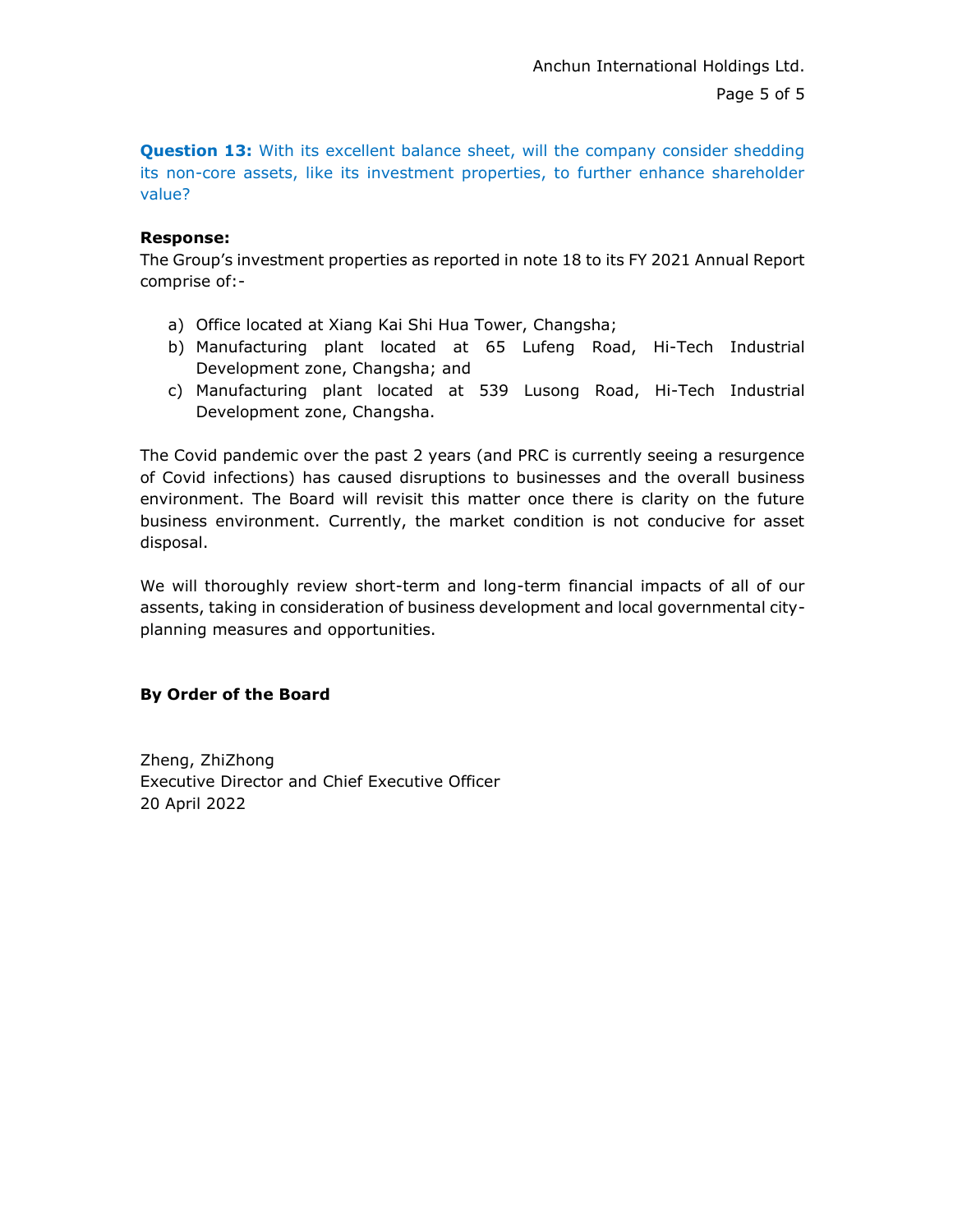**Question 13:** With its excellent balance sheet, will the company consider shedding its non-core assets, like its investment properties, to further enhance shareholder value?

**Response:**

The Group's investment properties as reported in note 18 to its FY 2021 Annual Report comprise of:-

a) Office located at Xiang Kai Shi Hua Tower, Changsha;
b) Manufacturing plant located at 65 Lufeng Road, Hi-Tech Industrial Development zone, Changsha; and
c) Manufacturing plant located at 539 Lusong Road, Hi-Tech Industrial Development zone, Changsha.

The Covid pandemic over the past 2 years (and PRC is currently seeing a resurgence of Covid infections) has caused disruptions to businesses and the overall business environment. The Board will revisit this matter once there is clarity on the future business environment. Currently, the market condition is not conducive for asset disposal.

We will thoroughly review short-term and long-term financial impacts of all of our assents, taking in consideration of business development and local governmental city-planning measures and opportunities.

**By Order of the Board**

Zheng, ZhiZhong
Executive Director and Chief Executive Officer
20 April 2022